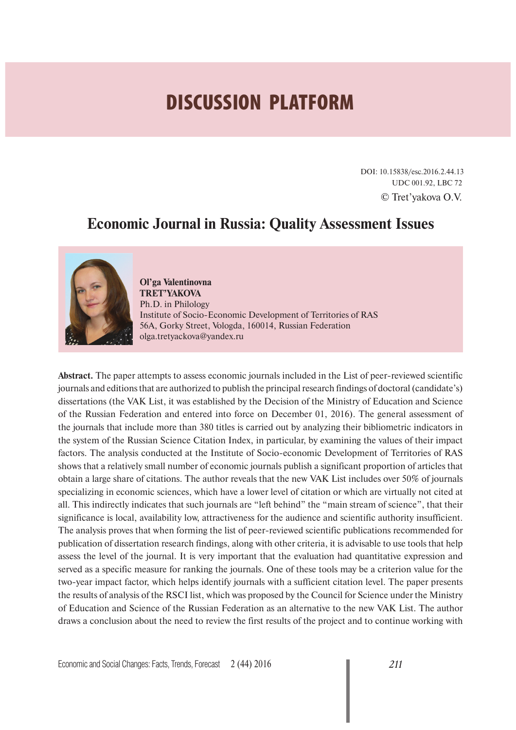# DISCUSSION PLATFORM

DOI: 10.15838/esc.2016.2.44.13
UDC 001.92, LBC 72
© Tret'yakova O.V.

## Economic Journal in Russia: Quality Assessment Issues

**Ol'ga Valentinovna TRET'YAKOVA**
Ph.D. in Philology
Institute of Socio-Economic Development of Territories of RAS
56A, Gorky Street, Vologda, 160014, Russian Federation
olga.tretyackova@yandex.ru

**Abstract.** The paper attempts to assess economic journals included in the List of peer-reviewed scientific journals and editions that are authorized to publish the principal research findings of doctoral (candidate's) dissertations (the VAK List, it was established by the Decision of the Ministry of Education and Science of the Russian Federation and entered into force on December 01, 2016). The general assessment of the journals that include more than 380 titles is carried out by analyzing their bibliometric indicators in the system of the Russian Science Citation Index, in particular, by examining the values of their impact factors. The analysis conducted at the Institute of Socio-economic Development of Territories of RAS shows that a relatively small number of economic journals publish a significant proportion of articles that obtain a large share of citations. The author reveals that the new VAK List includes over 50% of journals specializing in economic sciences, which have a lower level of citation or which are virtually not cited at all. This indirectly indicates that such journals are "left behind" the "main stream of science", that their significance is local, availability low, attractiveness for the audience and scientific authority insufficient. The analysis proves that when forming the list of peer-reviewed scientific publications recommended for publication of dissertation research findings, along with other criteria, it is advisable to use tools that help assess the level of the journal. It is very important that the evaluation had quantitative expression and served as a specific measure for ranking the journals. One of these tools may be a criterion value for the two-year impact factor, which helps identify journals with a sufficient citation level. The paper presents the results of analysis of the RSCI list, which was proposed by the Council for Science under the Ministry of Education and Science of the Russian Federation as an alternative to the new VAK List. The author draws a conclusion about the need to review the first results of the project and to continue working with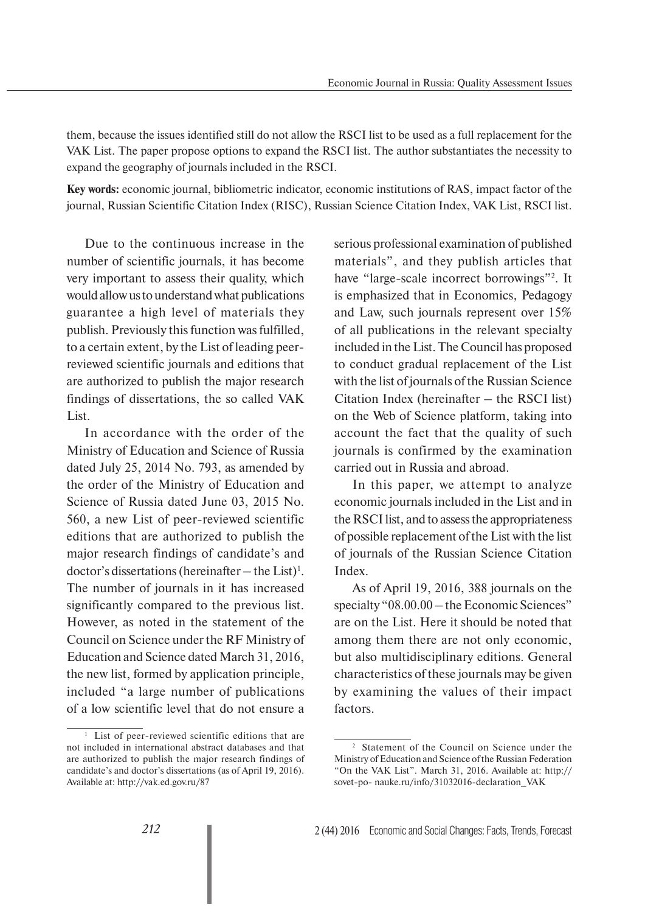them, because the issues identified still do not allow the RSCI list to be used as a full replacement for the VAK List. The paper propose options to expand the RSCI list. The author substantiates the necessity to expand the geography of journals included in the RSCI.

**Key words:** economic journal, bibliometric indicator, economic institutions of RAS, impact factor of the journal, Russian Scientific Citation Index (RISC), Russian Science Citation Index, VAK List, RSCI list.

Due to the continuous increase in the number of scientific journals, it has become very important to assess their quality, which would allow us to understand what publications guarantee a high level of materials they publish. Previously this function was fulfilled, to a certain extent, by the List of leading peer-reviewed scientific journals and editions that are authorized to publish the major research findings of dissertations, the so called VAK List.

In accordance with the order of the Ministry of Education and Science of Russia dated July 25, 2014 No. 793, as amended by the order of the Ministry of Education and Science of Russia dated June 03, 2015 No. 560, a new List of peer-reviewed scientific editions that are authorized to publish the major research findings of candidate's and doctor's dissertations (hereinafter – the List)[1]. The number of journals in it has increased significantly compared to the previous list. However, as noted in the statement of the Council on Science under the RF Ministry of Education and Science dated March 31, 2016, the new list, formed by application principle, included "a large number of publications of a low scientific level that do not ensure a serious professional examination of published materials", and they publish articles that have "large-scale incorrect borrowings"[2]. It is emphasized that in Economics, Pedagogy and Law, such journals represent over 15% of all publications in the relevant specialty included in the List. The Council has proposed to conduct gradual replacement of the List with the list of journals of the Russian Science Citation Index (hereinafter – the RSCI list) on the Web of Science platform, taking into account the fact that the quality of such journals is confirmed by the examination carried out in Russia and abroad.

In this paper, we attempt to analyze economic journals included in the List and in the RSCI list, and to assess the appropriateness of possible replacement of the List with the list of journals of the Russian Science Citation Index.

As of April 19, 2016, 388 journals on the specialty "08.00.00 – the Economic Sciences" are on the List. Here it should be noted that among them there are not only economic, but also multidisciplinary editions. General characteristics of these journals may be given by examining the values of their impact factors.

---

[1] List of peer-reviewed scientific editions that are not included in international abstract databases and that are authorized to publish the major research findings of candidate's and doctor's dissertations (as of April 19, 2016). Available at: http://vak.ed.gov.ru/87

[2] Statement of the Council on Science under the Ministry of Education and Science of the Russian Federation "On the VAK List". March 31, 2016. Available at: http://sovet-po- nauke.ru/info/31032016-declaration_VAK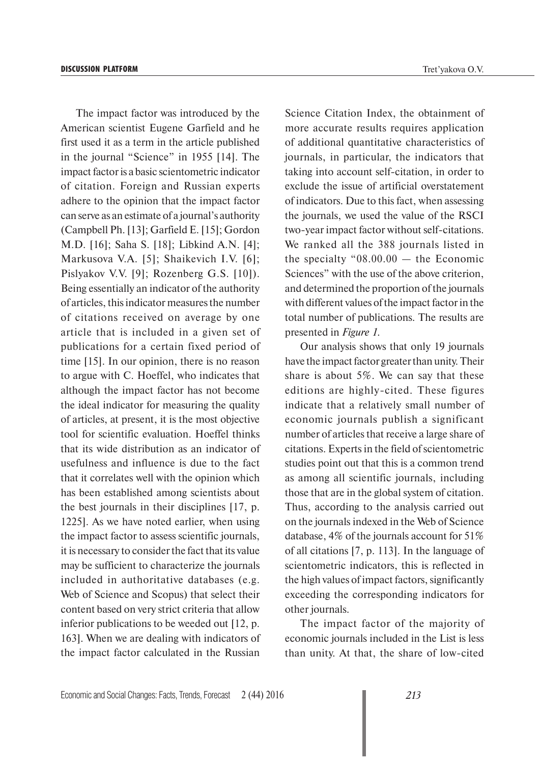The impact factor was introduced by the American scientist Eugene Garfield and he first used it as a term in the article published in the journal "Science" in 1955 [14]. The impact factor is a basic scientometric indicator of citation. Foreign and Russian experts adhere to the opinion that the impact factor can serve as an estimate of a journal's authority (Campbell Ph. [13]; Garfield E. [15]; Gordon M.D. [16]; Saha S. [18]; Libkind A.N. [4]; Markusova V.A. [5]; Shaikevich I.V. [6]; Pislyakov V.V. [9]; Rozenberg G.S. [10]). Being essentially an indicator of the authority of articles, this indicator measures the number of citations received on average by one article that is included in a given set of publications for a certain fixed period of time [15]. In our opinion, there is no reason to argue with C. Hoeffel, who indicates that although the impact factor has not become the ideal indicator for measuring the quality of articles, at present, it is the most objective tool for scientific evaluation. Hoeffel thinks that its wide distribution as an indicator of usefulness and influence is due to the fact that it correlates well with the opinion which has been established among scientists about the best journals in their disciplines [17, p. 1225]. As we have noted earlier, when using the impact factor to assess scientific journals, it is necessary to consider the fact that its value may be sufficient to characterize the journals included in authoritative databases (e.g. Web of Science and Scopus) that select their content based on very strict criteria that allow inferior publications to be weeded out [12, p. 163]. When we are dealing with indicators of the impact factor calculated in the Russian Science Citation Index, the obtainment of more accurate results requires application of additional quantitative characteristics of journals, in particular, the indicators that taking into account self-citation, in order to exclude the issue of artificial overstatement of indicators. Due to this fact, when assessing the journals, we used the value of the RSCI two-year impact factor without self-citations. We ranked all the 388 journals listed in the specialty "08.00.00 – the Economic Sciences" with the use of the above criterion, and determined the proportion of the journals with different values of the impact factor in the total number of publications. The results are presented in *Figure 1*.

Our analysis shows that only 19 journals have the impact factor greater than unity. Their share is about 5%. We can say that these editions are highly-cited. These figures indicate that a relatively small number of economic journals publish a significant number of articles that receive a large share of citations. Experts in the field of scientometric studies point out that this is a common trend as among all scientific journals, including those that are in the global system of citation. Thus, according to the analysis carried out on the journals indexed in the Web of Science database, 4% of the journals account for 51% of all citations [7, p. 113]. In the language of scientometric indicators, this is reflected in the high values of impact factors, significantly exceeding the corresponding indicators for other journals.

The impact factor of the majority of economic journals included in the List is less than unity. At that, the share of low-cited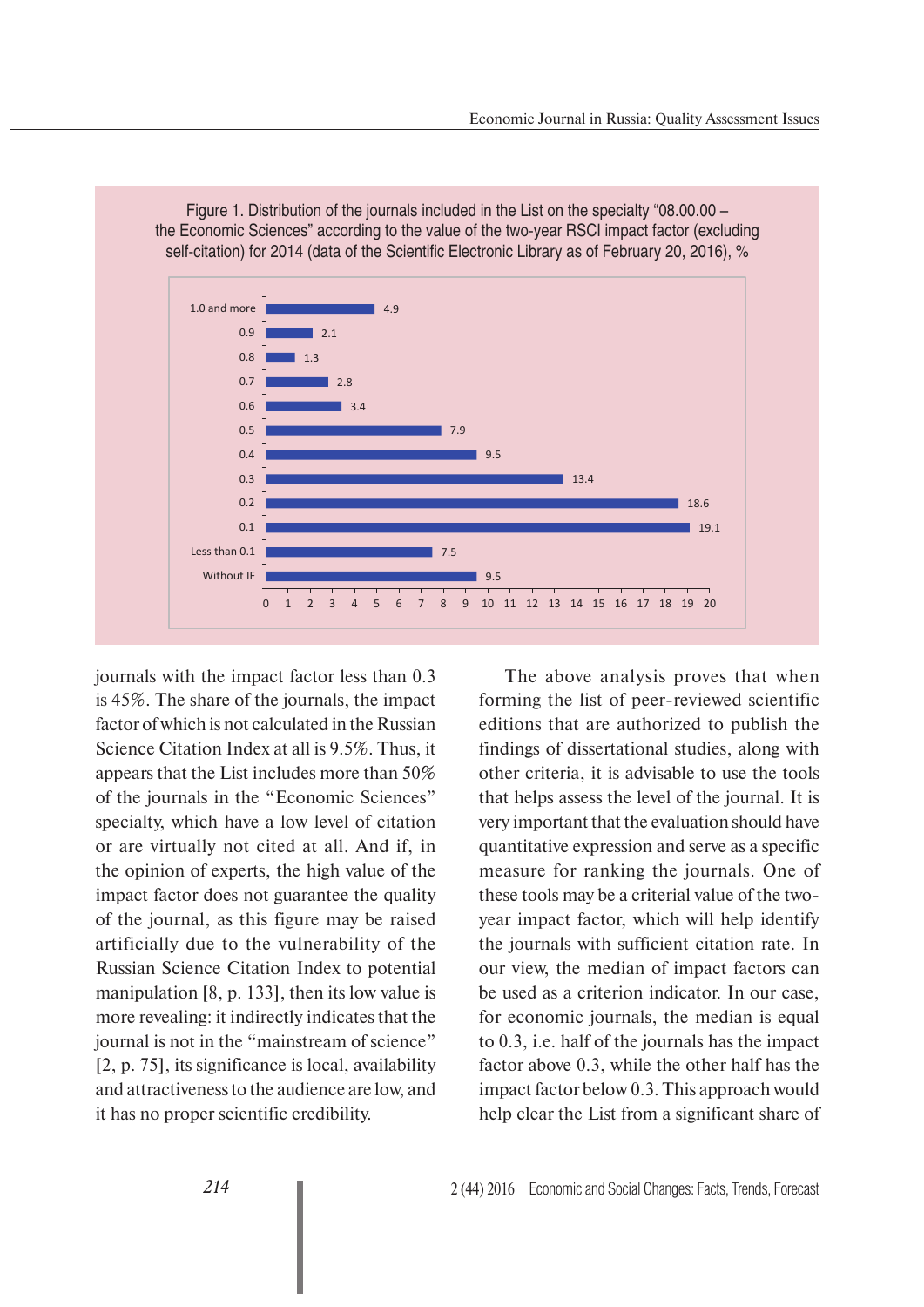Figure 1. Distribution of the journals included in the List on the specialty "08.00.00 – the Economic Sciences" according to the value of the two-year RSCI impact factor (excluding self-citation) for 2014 (data of the Scientific Electronic Library as of February 20, 2016), %

| Impact factor | % |
|---|---|
| 1.0 and more | 4.9 |
| 0.9 | 2.1 |
| 0.8 | 1.3 |
| 0.7 | 2.8 |
| 0.6 | 3.4 |
| 0.5 | 7.9 |
| 0.4 | 9.5 |
| 0.3 | 13.4 |
| 0.2 | 18.6 |
| 0.1 | 19.1 |
| Less than 0.1 | 7.5 |
| Without IF | 9.5 |

journals with the impact factor less than 0.3 is 45%. The share of the journals, the impact factor of which is not calculated in the Russian Science Citation Index at all is 9.5%. Thus, it appears that the List includes more than 50% of the journals in the "Economic Sciences" specialty, which have a low level of citation or are virtually not cited at all. And if, in the opinion of experts, the high value of the impact factor does not guarantee the quality of the journal, as this figure may be raised artificially due to the vulnerability of the Russian Science Citation Index to potential manipulation [8, p. 133], then its low value is more revealing: it indirectly indicates that the journal is not in the "mainstream of science" [2, p. 75], its significance is local, availability and attractiveness to the audience are low, and it has no proper scientific credibility.

The above analysis proves that when forming the list of peer-reviewed scientific editions that are authorized to publish the findings of dissertational studies, along with other criteria, it is advisable to use the tools that helps assess the level of the journal. It is very important that the evaluation should have quantitative expression and serve as a specific measure for ranking the journals. One of these tools may be a criterial value of the two-year impact factor, which will help identify the journals with sufficient citation rate. In our view, the median of impact factors can be used as a criterion indicator. In our case, for economic journals, the median is equal to 0.3, i.e. half of the journals has the impact factor above 0.3, while the other half has the impact factor below 0.3. This approach would help clear the List from a significant share of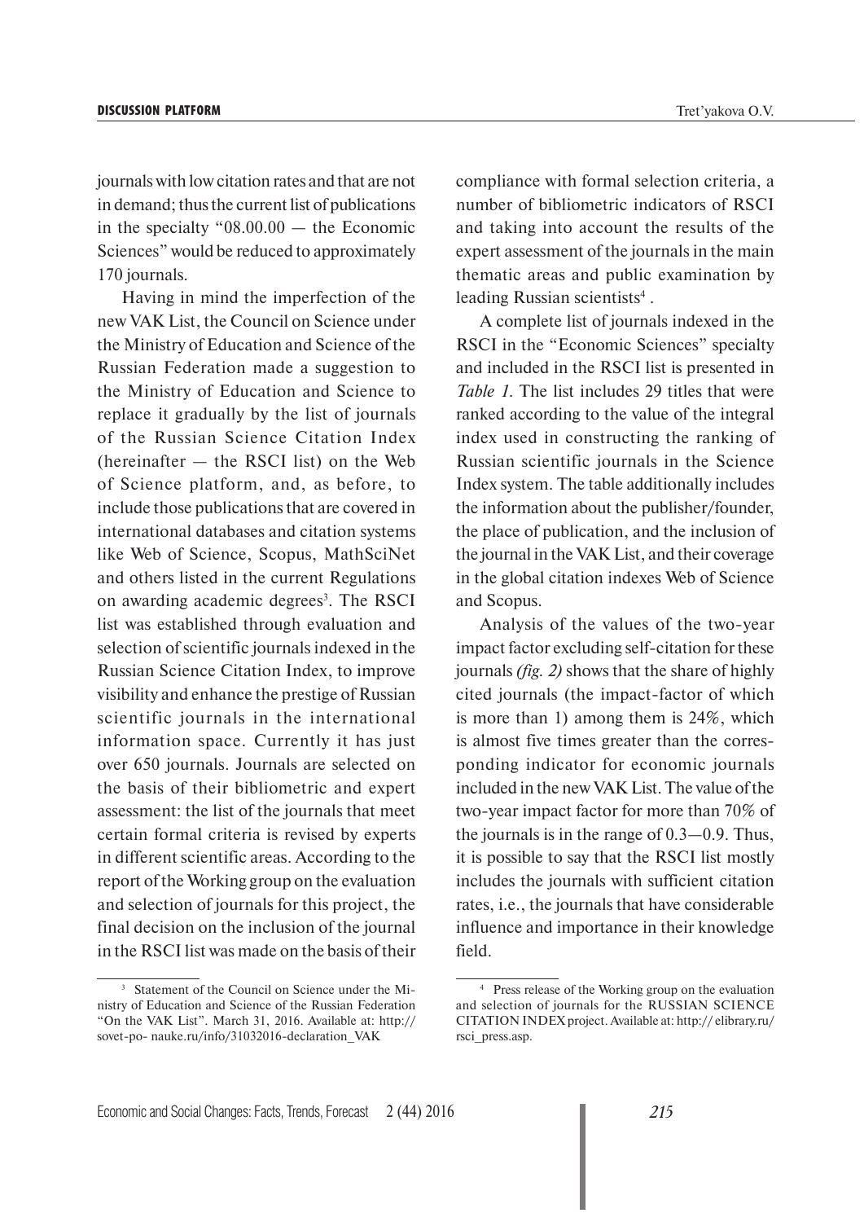journals with low citation rates and that are not in demand; thus the current list of publications in the specialty "08.00.00 — the Economic Sciences" would be reduced to approximately 170 journals.

Having in mind the imperfection of the new VAK List, the Council on Science under the Ministry of Education and Science of the Russian Federation made a suggestion to the Ministry of Education and Science to replace it gradually by the list of journals of the Russian Science Citation Index (hereinafter — the RSCI list) on the Web of Science platform, and, as before, to include those publications that are covered in international databases and citation systems like Web of Science, Scopus, MathSciNet and others listed in the current Regulations on awarding academic degrees[3]. The RSCI list was established through evaluation and selection of scientific journals indexed in the Russian Science Citation Index, to improve visibility and enhance the prestige of Russian scientific journals in the international information space. Currently it has just over 650 journals. Journals are selected on the basis of their bibliometric and expert assessment: the list of the journals that meet certain formal criteria is revised by experts in different scientific areas. According to the report of the Working group on the evaluation and selection of journals for this project, the final decision on the inclusion of the journal in the RSCI list was made on the basis of their compliance with formal selection criteria, a number of bibliometric indicators of RSCI and taking into account the results of the expert assessment of the journals in the main thematic areas and public examination by leading Russian scientists[4].

A complete list of journals indexed in the RSCI in the "Economic Sciences" specialty and included in the RSCI list is presented in *Table 1*. The list includes 29 titles that were ranked according to the value of the integral index used in constructing the ranking of Russian scientific journals in the Science Index system. The table additionally includes the information about the publisher/founder, the place of publication, and the inclusion of the journal in the VAK List, and their coverage in the global citation indexes Web of Science and Scopus.

Analysis of the values of the two-year impact factor excluding self-citation for these journals *(fig. 2)* shows that the share of highly cited journals (the impact-factor of which is more than 1) among them is 24%, which is almost five times greater than the corresponding indicator for economic journals included in the new VAK List. The value of the two-year impact factor for more than 70% of the journals is in the range of 0.3—0.9. Thus, it is possible to say that the RSCI list mostly includes the journals with sufficient citation rates, i.e., the journals that have considerable influence and importance in their knowledge field.

---

[3] Statement of the Council on Science under the Ministry of Education and Science of the Russian Federation "On the VAK List". March 31, 2016. Available at: http://sovet-po- nauke.ru/info/31032016-declaration_VAK

[4] Press release of the Working group on the evaluation and selection of journals for the RUSSIAN SCIENCE CITATION INDEX project. Available at: http:// elibrary.ru/rsci_press.asp.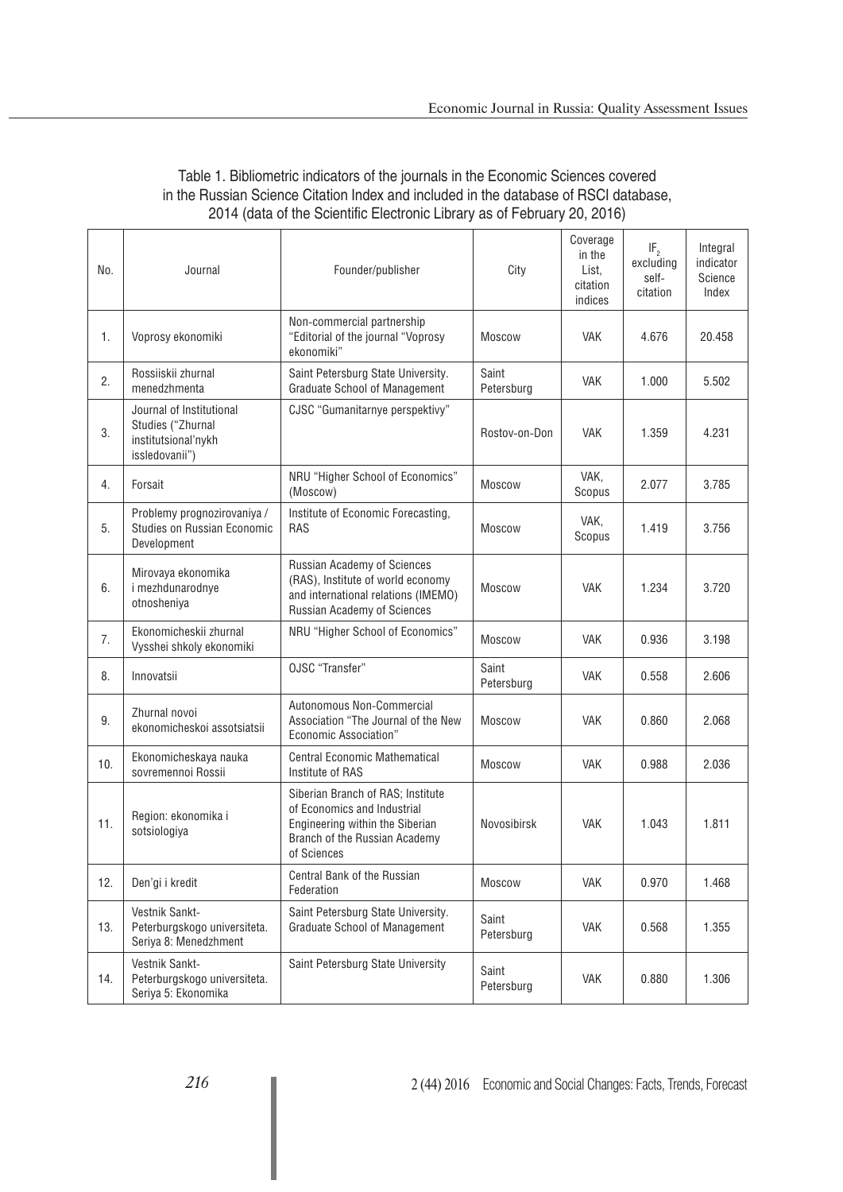Table 1. Bibliometric indicators of the journals in the Economic Sciences covered in the Russian Science Citation Index and included in the database of RSCI database, 2014 (data of the Scientific Electronic Library as of February 20, 2016)

| No. | Journal | Founder/publisher | City | Coverage in the List, citation indices | $IF_2$ excluding self-citation | Integral indicator Science Index |
|---|---|---|---|---|---|---|
| 1. | Voprosy ekonomiki | Non-commercial partnership "Editorial of the journal "Voprosy ekonomiki" | Moscow | VAK | 4.676 | 20.458 |
| 2. | Rossiiskii zhurnal menedzhmenta | Saint Petersburg State University. Graduate School of Management | Saint Petersburg | VAK | 1.000 | 5.502 |
| 3. | Journal of Institutional Studies ("Zhurnal institutsional'nykh issledovanii") | CJSC "Gumanitarnye perspektivy" | Rostov-on-Don | VAK | 1.359 | 4.231 |
| 4. | Forsait | NRU "Higher School of Economics" (Moscow) | Moscow | VAK, Scopus | 2.077 | 3.785 |
| 5. | Problemy prognozirovaniya / Studies on Russian Economic Development | Institute of Economic Forecasting, RAS | Moscow | VAK, Scopus | 1.419 | 3.756 |
| 6. | Mirovaya ekonomika i mezhdunarodnye otnosheniya | Russian Academy of Sciences (RAS), Institute of world economy and international relations (IMEMO) Russian Academy of Sciences | Moscow | VAK | 1.234 | 3.720 |
| 7. | Ekonomicheskii zhurnal Vysshei shkoly ekonomiki | NRU "Higher School of Economics" | Moscow | VAK | 0.936 | 3.198 |
| 8. | Innovatsii | OJSC "Transfer" | Saint Petersburg | VAK | 0.558 | 2.606 |
| 9. | Zhurnal novoi ekonomicheskoi assotsiatsii | Autonomous Non-Commercial Association "The Journal of the New Economic Association" | Moscow | VAK | 0.860 | 2.068 |
| 10. | Ekonomicheskaya nauka sovremennoi Rossii | Central Economic Mathematical Institute of RAS | Moscow | VAK | 0.988 | 2.036 |
| 11. | Region: ekonomika i sotsiologiya | Siberian Branch of RAS; Institute of Economics and Industrial Engineering within the Siberian Branch of the Russian Academy of Sciences | Novosibirsk | VAK | 1.043 | 1.811 |
| 12. | Den'gi i kredit | Central Bank of the Russian Federation | Moscow | VAK | 0.970 | 1.468 |
| 13. | Vestnik Sankt-Peterburgskogo universiteta. Seriya 8: Menedzhment | Saint Petersburg State University. Graduate School of Management | Saint Petersburg | VAK | 0.568 | 1.355 |
| 14. | Vestnik Sankt-Peterburgskogo universiteta. Seriya 5: Ekonomika | Saint Petersburg State University | Saint Petersburg | VAK | 0.880 | 1.306 |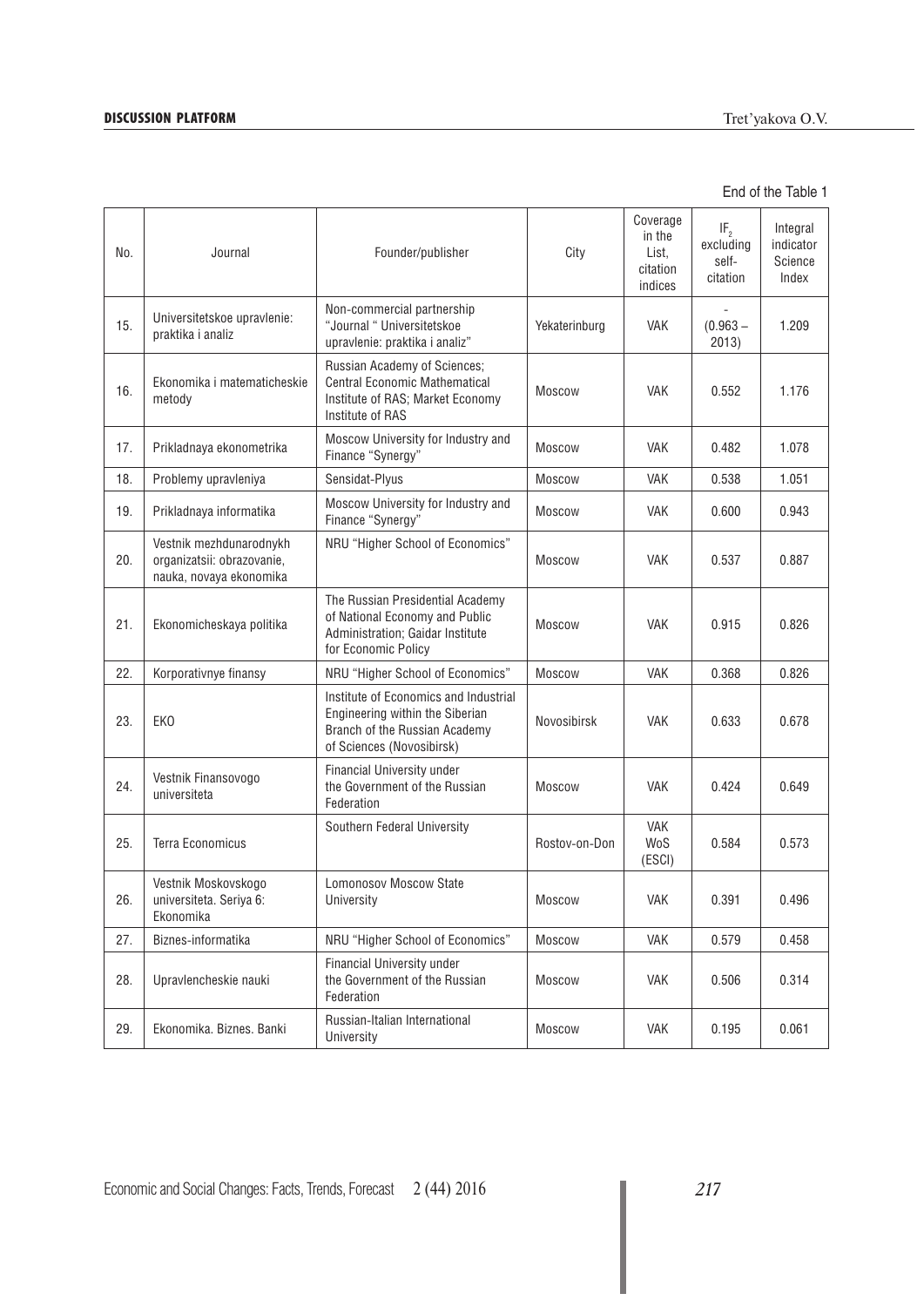End of the Table 1

| No. | Journal | Founder/publisher | City | Coverage in the List, citation indices | $IF_2$ excluding self-citation | Integral indicator Science Index |
|---|---|---|---|---|---|---|
| 15. | Universitetskoe upravlenie: praktika i analiz | Non-commercial partnership "Journal " Universitetskoe upravlenie: praktika i analiz" | Yekaterinburg | VAK | - (0.963 – 2013) | 1.209 |
| 16. | Ekonomika i matematicheskie metody | Russian Academy of Sciences; Central Economic Mathematical Institute of RAS; Market Economy Institute of RAS | Moscow | VAK | 0.552 | 1.176 |
| 17. | Prikladnaya ekonometrika | Moscow University for Industry and Finance "Synergy" | Moscow | VAK | 0.482 | 1.078 |
| 18. | Problemy upravleniya | Sensidat-Plyus | Moscow | VAK | 0.538 | 1.051 |
| 19. | Prikladnaya informatika | Moscow University for Industry and Finance "Synergy" | Moscow | VAK | 0.600 | 0.943 |
| 20. | Vestnik mezhdunarodnykh organizatsii: obrazovanie, nauka, novaya ekonomika | NRU "Higher School of Economics" | Moscow | VAK | 0.537 | 0.887 |
| 21. | Ekonomicheskaya politika | The Russian Presidential Academy of National Economy and Public Administration; Gaidar Institute for Economic Policy | Moscow | VAK | 0.915 | 0.826 |
| 22. | Korporativnye finansy | NRU "Higher School of Economics" | Moscow | VAK | 0.368 | 0.826 |
| 23. | EKO | Institute of Economics and Industrial Engineering within the Siberian Branch of the Russian Academy of Sciences (Novosibirsk) | Novosibirsk | VAK | 0.633 | 0.678 |
| 24. | Vestnik Finansovogo universiteta | Financial University under the Government of the Russian Federation | Moscow | VAK | 0.424 | 0.649 |
| 25. | Terra Economicus | Southern Federal University | Rostov-on-Don | VAK WoS (ESCI) | 0.584 | 0.573 |
| 26. | Vestnik Moskovskogo universiteta. Seriya 6: Ekonomika | Lomonosov Moscow State University | Moscow | VAK | 0.391 | 0.496 |
| 27. | Biznes-informatika | NRU "Higher School of Economics" | Moscow | VAK | 0.579 | 0.458 |
| 28. | Upravlencheskie nauki | Financial University under the Government of the Russian Federation | Moscow | VAK | 0.506 | 0.314 |
| 29. | Ekonomika. Biznes. Banki | Russian-Italian International University | Moscow | VAK | 0.195 | 0.061 |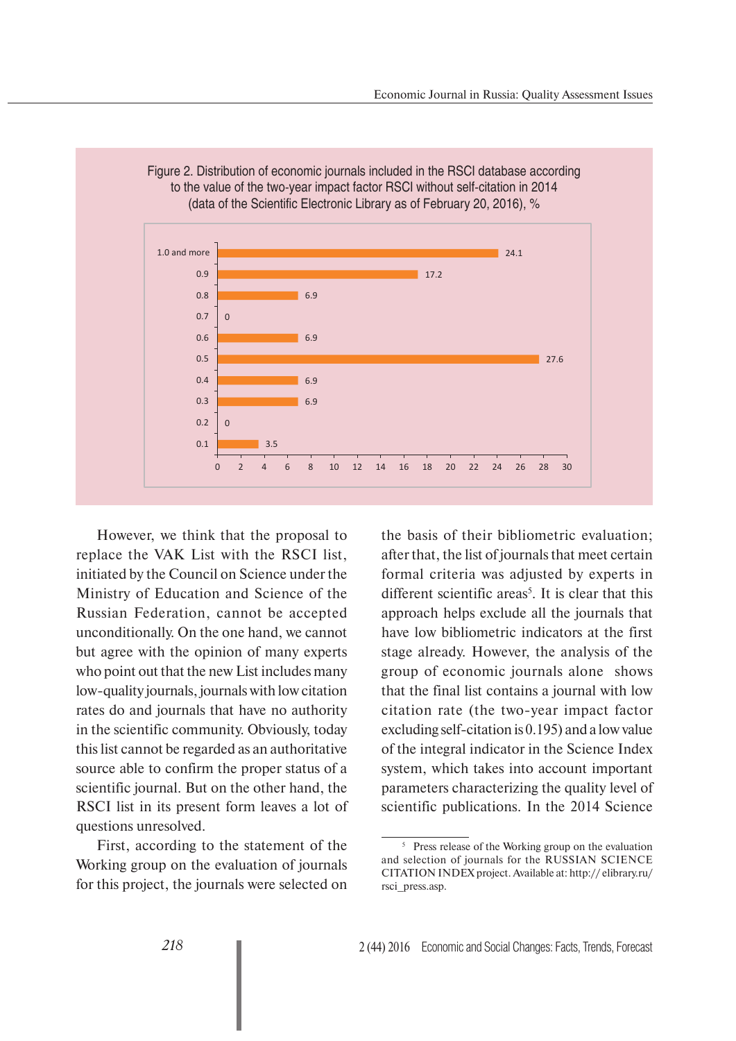Figure 2. Distribution of economic journals included in the RSCI database according to the value of the two-year impact factor RSCI without self-citation in 2014 (data of the Scientific Electronic Library as of February 20, 2016), %

| Impact factor | % |
|---|---|
| 1.0 and more | 24.1 |
| 0.9 | 17.2 |
| 0.8 | 6.9 |
| 0.7 | 0 |
| 0.6 | 6.9 |
| 0.5 | 27.6 |
| 0.4 | 6.9 |
| 0.3 | 6.9 |
| 0.2 | 0 |
| 0.1 | 3.5 |

However, we think that the proposal to replace the VAK List with the RSCI list, initiated by the Council on Science under the Ministry of Education and Science of the Russian Federation, cannot be accepted unconditionally. On the one hand, we cannot but agree with the opinion of many experts who point out that the new List includes many low-quality journals, journals with low citation rates do and journals that have no authority in the scientific community. Obviously, today this list cannot be regarded as an authoritative source able to confirm the proper status of a scientific journal. But on the other hand, the RSCI list in its present form leaves a lot of questions unresolved.

First, according to the statement of the Working group on the evaluation of journals for this project, the journals were selected on the basis of their bibliometric evaluation; after that, the list of journals that meet certain formal criteria was adjusted by experts in different scientific areas[5]. It is clear that this approach helps exclude all the journals that have low bibliometric indicators at the first stage already. However, the analysis of the group of economic journals alone shows that the final list contains a journal with low citation rate (the two-year impact factor excluding self-citation is 0.195) and a low value of the integral indicator in the Science Index system, which takes into account important parameters characterizing the quality level of scientific publications. In the 2014 Science

[5] Press release of the Working group on the evaluation and selection of journals for the RUSSIAN SCIENCE CITATION INDEX project. Available at: http:// elibrary.ru/ rsci_press.asp.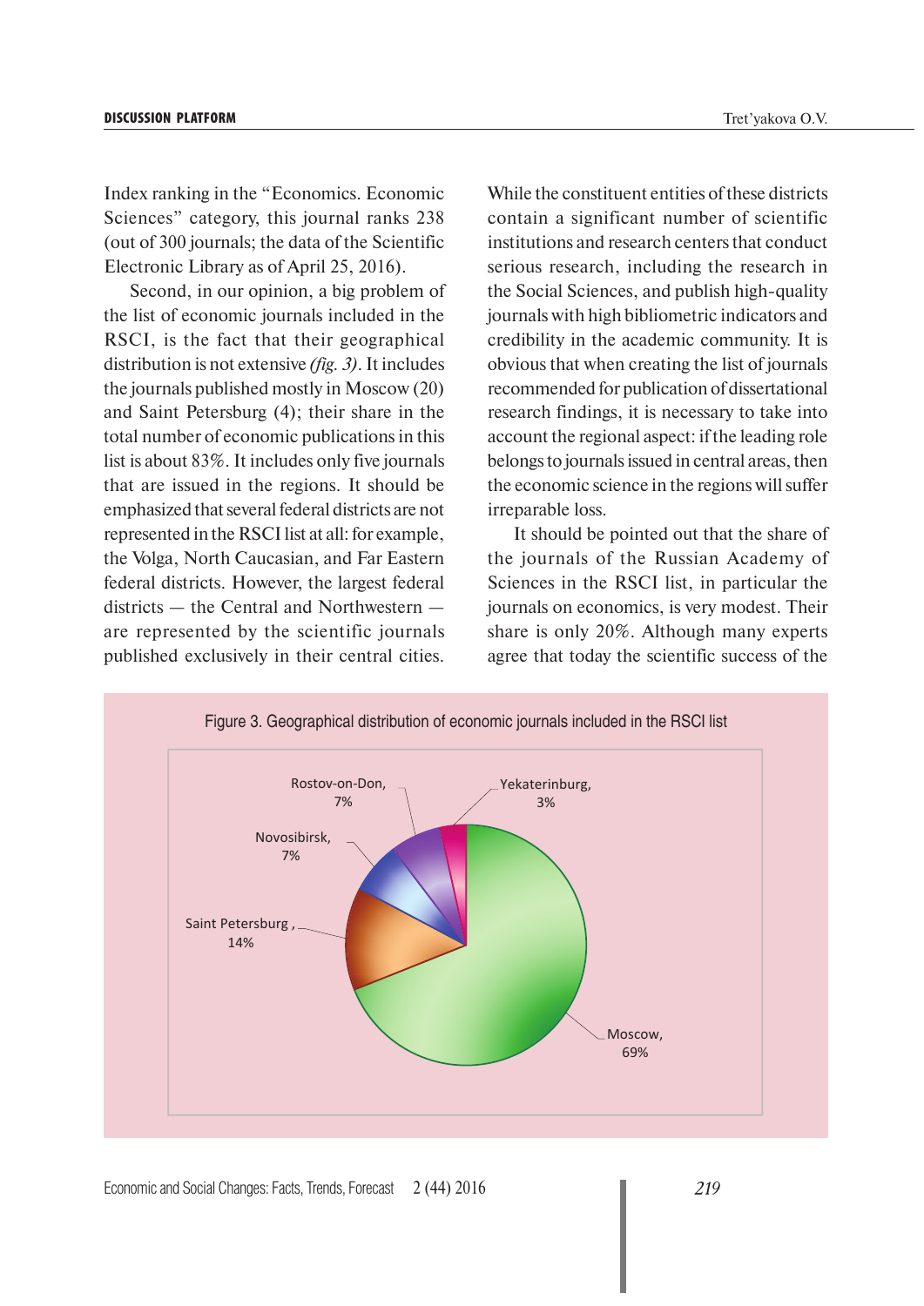Index ranking in the "Economics. Economic Sciences" category, this journal ranks 238 (out of 300 journals; the data of the Scientific Electronic Library as of April 25, 2016).

Second, in our opinion, a big problem of the list of economic journals included in the RSCI, is the fact that their geographical distribution is not extensive *(fig. 3)*. It includes the journals published mostly in Moscow (20) and Saint Petersburg (4); their share in the total number of economic publications in this list is about 83%. It includes only five journals that are issued in the regions. It should be emphasized that several federal districts are not represented in the RSCI list at all: for example, the Volga, North Caucasian, and Far Eastern federal districts. However, the largest federal districts — the Central and Northwestern — are represented by the scientific journals published exclusively in their central cities. While the constituent entities of these districts contain a significant number of scientific institutions and research centers that conduct serious research, including the research in the Social Sciences, and publish high-quality journals with high bibliometric indicators and credibility in the academic community. It is obvious that when creating the list of journals recommended for publication of dissertational research findings, it is necessary to take into account the regional aspect: if the leading role belongs to journals issued in central areas, then the economic science in the regions will suffer irreparable loss.

It should be pointed out that the share of the journals of the Russian Academy of Sciences in the RSCI list, in particular the journals on economics, is very modest. Their share is only 20%. Although many experts agree that today the scientific success of the

Figure 3. Geographical distribution of economic journals included in the RSCI list

| City | Share |
|---|---|
| Moscow | 69% |
| Saint Petersburg | 14% |
| Novosibirsk | 7% |
| Rostov-on-Don | 7% |
| Yekaterinburg | 3% |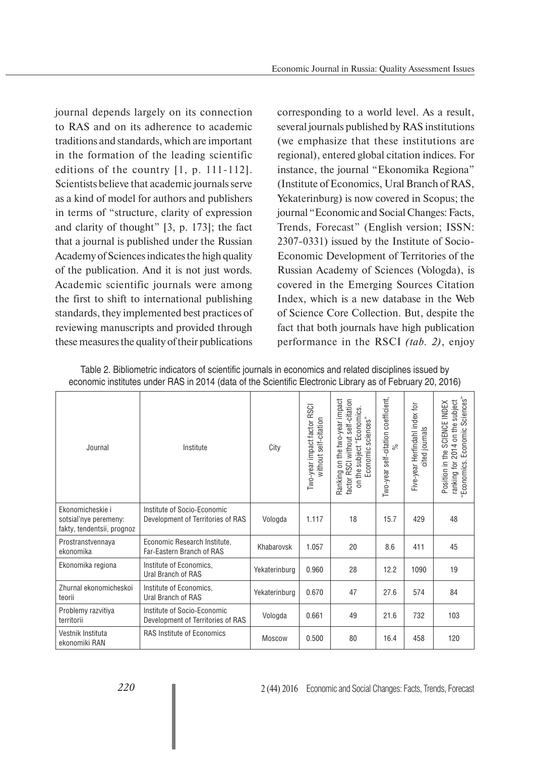journal depends largely on its connection to RAS and on its adherence to academic traditions and standards, which are important in the formation of the leading scientific editions of the country [1, p. 111-112]. Scientists believe that academic journals serve as a kind of model for authors and publishers in terms of "structure, clarity of expression and clarity of thought" [3, p. 173]; the fact that a journal is published under the Russian Academy of Sciences indicates the high quality of the publication. And it is not just words. Academic scientific journals were among the first to shift to international publishing standards, they implemented best practices of reviewing manuscripts and provided through these measures the quality of their publications corresponding to a world level. As a result, several journals published by RAS institutions (we emphasize that these institutions are regional), entered global citation indices. For instance, the journal "Ekonomika Regiona" (Institute of Economics, Ural Branch of RAS, Yekaterinburg) is now covered in Scopus; the journal "Economic and Social Changes: Facts, Trends, Forecast" (English version; ISSN: 2307-0331) issued by the Institute of Socio-Economic Development of Territories of the Russian Academy of Sciences (Vologda), is covered in the Emerging Sources Citation Index, which is a new database in the Web of Science Core Collection. But, despite the fact that both journals have high publication performance in the RSCI *(tab. 2)*, enjoy

Table 2. Bibliometric indicators of scientific journals in economics and related disciplines issued by economic institutes under RAS in 2014 (data of the Scientific Electronic Library as of February 20, 2016)

| Journal | Institute | City | Two-year impact factor RSCI without self-citation | Ranking on the two-year impact factor RSCI without self-citation on the subject "Economics. Economic sciences" | Two-year self-citation coefficient, % | Five-year Herfindahl index for cited journals | Position in the SCIENCE INDEX ranking for 2014 on the subject "Economics. Economic Sciences" |
|---|---|---|---|---|---|---|---|
| Ekonomicheskie i sotsial'nye peremeny: fakty, tendentsii, prognoz | Institute of Socio-Economic Development of Territories of RAS | Vologda | 1.117 | 18 | 15.7 | 429 | 48 |
| Prostranstvennaya ekonomika | Economic Research Institute, Far-Eastern Branch of RAS | Khabarovsk | 1.057 | 20 | 8.6 | 411 | 45 |
| Ekonomika regiona | Institute of Economics, Ural Branch of RAS | Yekaterinburg | 0.960 | 28 | 12.2 | 1090 | 19 |
| Zhurnal ekonomicheskoi teorii | Institute of Economics, Ural Branch of RAS | Yekaterinburg | 0.670 | 47 | 27.6 | 574 | 84 |
| Problemy razvitiya territorii | Institute of Socio-Economic Development of Territories of RAS | Vologda | 0.661 | 49 | 21.6 | 732 | 103 |
| Vestnik Instituta ekonomiki RAN | RAS Institute of Economics | Moscow | 0.500 | 80 | 16.4 | 458 | 120 |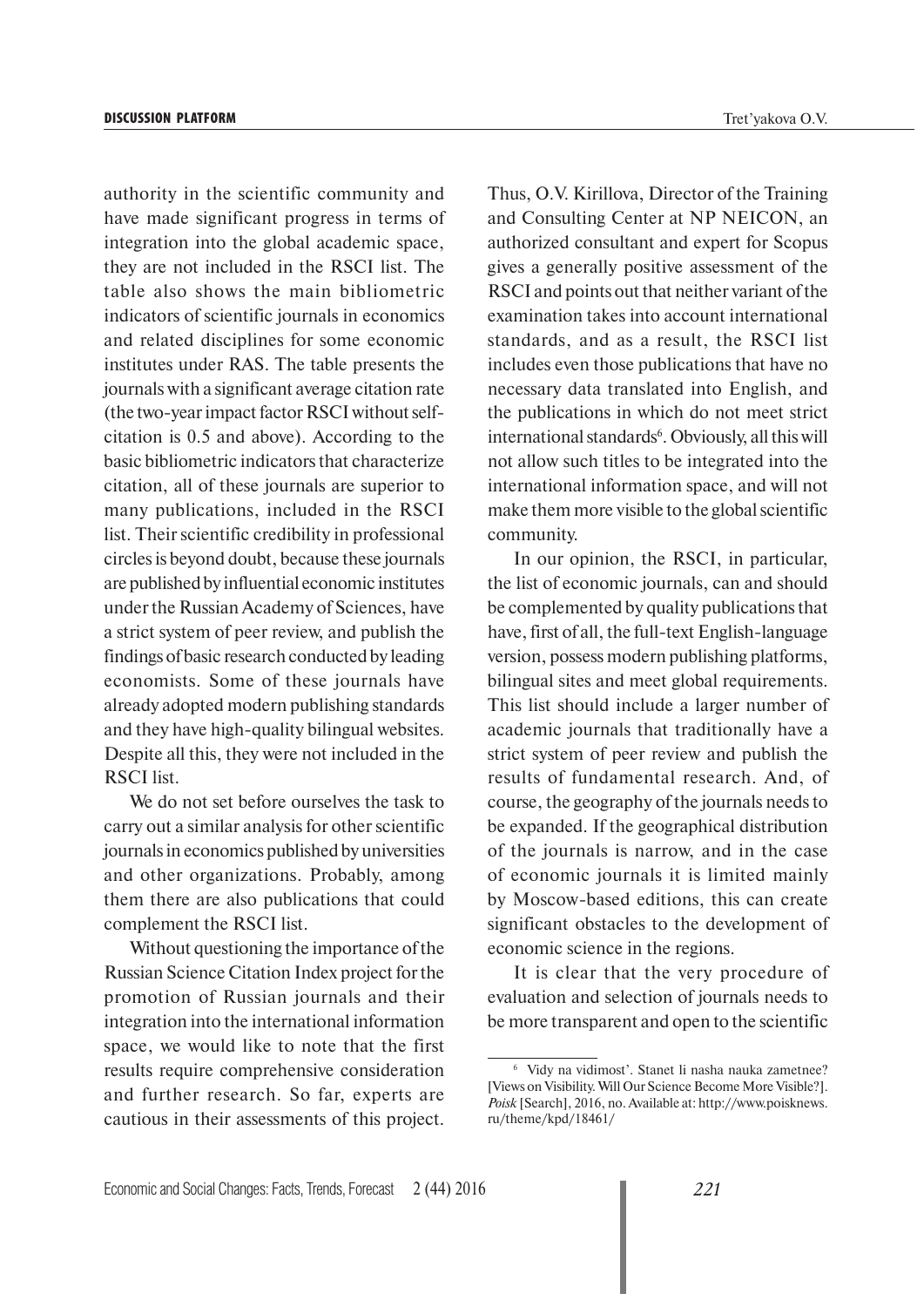authority in the scientific community and have made significant progress in terms of integration into the global academic space, they are not included in the RSCI list. The table also shows the main bibliometric indicators of scientific journals in economics and related disciplines for some economic institutes under RAS. The table presents the journals with a significant average citation rate (the two-year impact factor RSCI without self-citation is 0.5 and above). According to the basic bibliometric indicators that characterize citation, all of these journals are superior to many publications, included in the RSCI list. Their scientific credibility in professional circles is beyond doubt, because these journals are published by influential economic institutes under the Russian Academy of Sciences, have a strict system of peer review, and publish the findings of basic research conducted by leading economists. Some of these journals have already adopted modern publishing standards and they have high-quality bilingual websites. Despite all this, they were not included in the RSCI list.

We do not set before ourselves the task to carry out a similar analysis for other scientific journals in economics published by universities and other organizations. Probably, among them there are also publications that could complement the RSCI list.

Without questioning the importance of the Russian Science Citation Index project for the promotion of Russian journals and their integration into the international information space, we would like to note that the first results require comprehensive consideration and further research. So far, experts are cautious in their assessments of this project. Thus, O.V. Kirillova, Director of the Training and Consulting Center at NP NEICON, an authorized consultant and expert for Scopus gives a generally positive assessment of the RSCI and points out that neither variant of the examination takes into account international standards, and as a result, the RSCI list includes even those publications that have no necessary data translated into English, and the publications in which do not meet strict international standards[6]. Obviously, all this will not allow such titles to be integrated into the international information space, and will not make them more visible to the global scientific community.

In our opinion, the RSCI, in particular, the list of economic journals, can and should be complemented by quality publications that have, first of all, the full-text English-language version, possess modern publishing platforms, bilingual sites and meet global requirements. This list should include a larger number of academic journals that traditionally have a strict system of peer review and publish the results of fundamental research. And, of course, the geography of the journals needs to be expanded. If the geographical distribution of the journals is narrow, and in the case of economic journals it is limited mainly by Moscow-based editions, this can create significant obstacles to the development of economic science in the regions.

It is clear that the very procedure of evaluation and selection of journals needs to be more transparent and open to the scientific

---

[6] Vidy na vidimost'. Stanet li nasha nauka zametnee? [Views on Visibility. Will Our Science Become More Visible?]. *Poisk* [Search], 2016, no. Available at: http://www.poisknews.ru/theme/kpd/18461/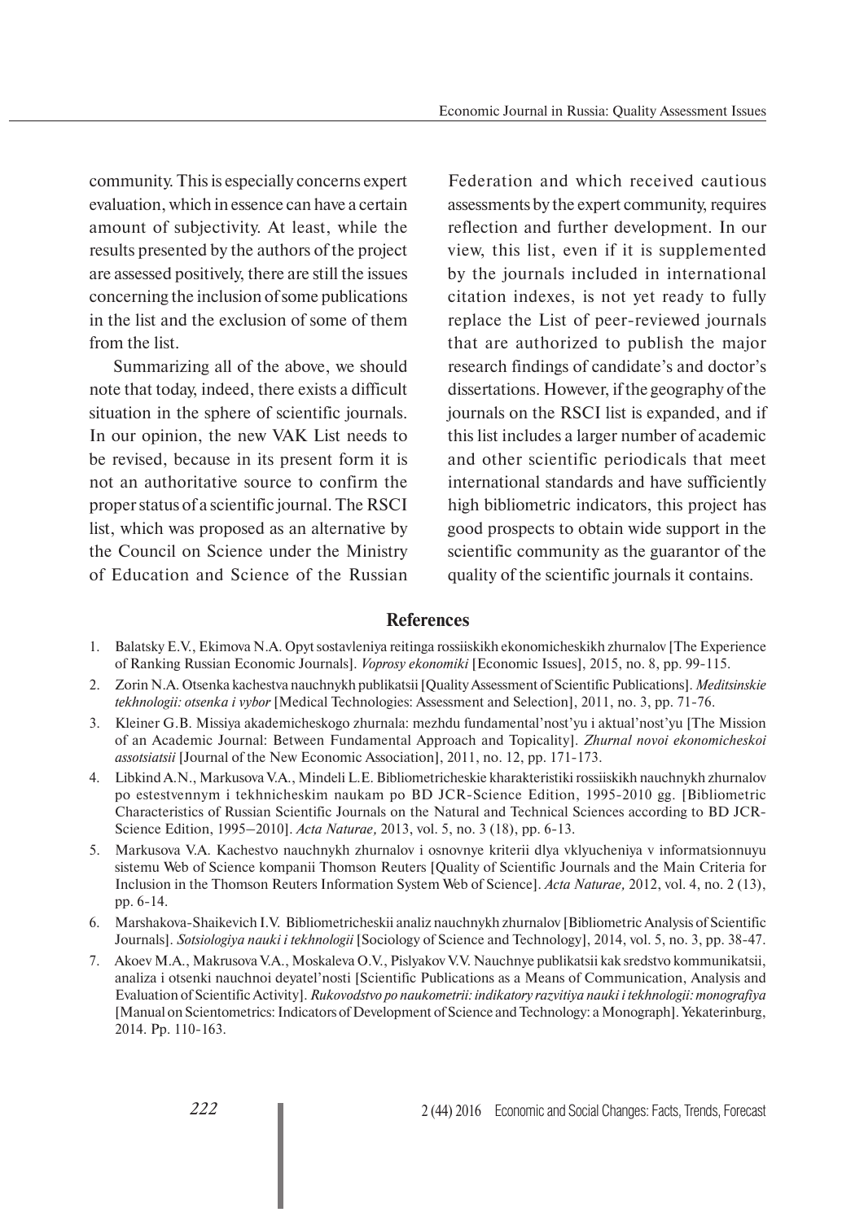community. This is especially concerns expert evaluation, which in essence can have a certain amount of subjectivity. At least, while the results presented by the authors of the project are assessed positively, there are still the issues concerning the inclusion of some publications in the list and the exclusion of some of them from the list.

Summarizing all of the above, we should note that today, indeed, there exists a difficult situation in the sphere of scientific journals. In our opinion, the new VAK List needs to be revised, because in its present form it is not an authoritative source to confirm the proper status of a scientific journal. The RSCI list, which was proposed as an alternative by the Council on Science under the Ministry of Education and Science of the Russian Federation and which received cautious assessments by the expert community, requires reflection and further development. In our view, this list, even if it is supplemented by the journals included in international citation indexes, is not yet ready to fully replace the List of peer-reviewed journals that are authorized to publish the major research findings of candidate's and doctor's dissertations. However, if the geography of the journals on the RSCI list is expanded, and if this list includes a larger number of academic and other scientific periodicals that meet international standards and have sufficiently high bibliometric indicators, this project has good prospects to obtain wide support in the scientific community as the guarantor of the quality of the scientific journals it contains.

## References

1. Balatsky E.V., Ekimova N.A. Opyt sostavleniya reitinga rossiiskikh ekonomicheskikh zhurnalov [The Experience of Ranking Russian Economic Journals]. *Voprosy ekonomiki* [Economic Issues], 2015, no. 8, pp. 99-115.
2. Zorin N.A. Otsenka kachestva nauchnykh publikatsii [Quality Assessment of Scientific Publications]. *Meditsinskie tekhnologii: otsenka i vybor* [Medical Technologies: Assessment and Selection], 2011, no. 3, pp. 71-76.
3. Kleiner G.B. Missiya akademicheskogo zhurnala: mezhdu fundamental'nost'yu i aktual'nost'yu [The Mission of an Academic Journal: Between Fundamental Approach and Topicality]. *Zhurnal novoi ekonomicheskoi assotsiatsii* [Journal of the New Economic Association], 2011, no. 12, pp. 171-173.
4. Libkind A.N., Markusova V.A., Mindeli L.E. Bibliometricheskie kharakteristiki rossiiskikh nauchnykh zhurnalov po estestvennym i tekhnicheskim naukam po BD JCR-Science Edition, 1995-2010 gg. [Bibliometric Characteristics of Russian Scientific Journals on the Natural and Technical Sciences according to BD JCR-Science Edition, 1995–2010]. *Acta Naturae,* 2013, vol. 5, no. 3 (18), pp. 6-13.
5. Markusova V.A. Kachestvo nauchnykh zhurnalov i osnovnye kriterii dlya vklyucheniya v informatsionnuyu sistemu Web of Science kompanii Thomson Reuters [Quality of Scientific Journals and the Main Criteria for Inclusion in the Thomson Reuters Information System Web of Science]. *Acta Naturae,* 2012, vol. 4, no. 2 (13), pp. 6-14.
6. Marshakova-Shaikevich I.V. Bibliometricheskii analiz nauchnykh zhurnalov [Bibliometric Analysis of Scientific Journals]. *Sotsiologiya nauki i tekhnologii* [Sociology of Science and Technology], 2014, vol. 5, no. 3, pp. 38-47.
7. Akoev M.A., Makrusova V.A., Moskaleva O.V., Pislyakov V.V. Nauchnye publikatsii kak sredstvo kommunikatsii, analiza i otsenki nauchnoi deyatel'nosti [Scientific Publications as a Means of Communication, Analysis and Evaluation of Scientific Activity]. *Rukovodstvo po naukometrii: indikatory razvitiya nauki i tekhnologii: monografiya* [Manual on Scientometrics: Indicators of Development of Science and Technology: a Monograph]. Yekaterinburg, 2014. Pp. 110-163.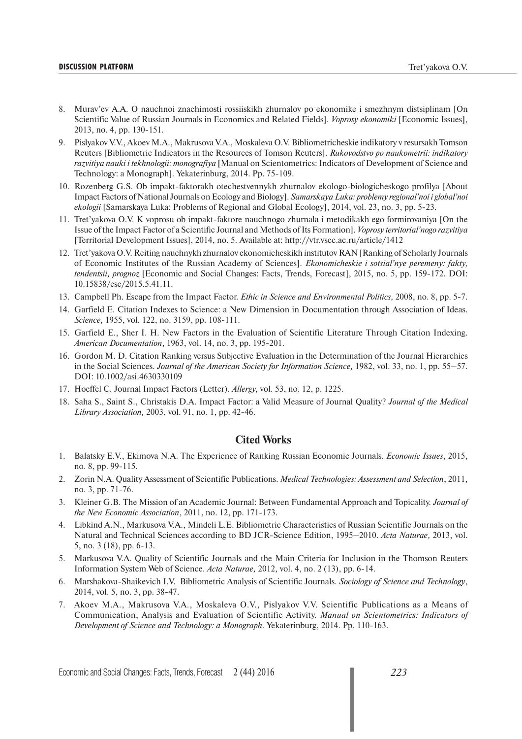8. Murav'ev A.A. O nauchnoi znachimosti rossiiskikh zhurnalov po ekonomike i smezhnym distsiplinam [On Scientific Value of Russian Journals in Economics and Related Fields]. *Voprosy ekonomiki* [Economic Issues], 2013, no. 4, pp. 130-151.
9. Pislyakov V.V., Akoev M.A., Makrusova V.A., Moskaleva O.V. Bibliometricheskie indikatory v resursakh Tomson Reuters [Bibliometric Indicators in the Resources of Tomson Reuters]. *Rukovodstvo po naukometrii: indikatory razvitiya nauki i tekhnologii: monografiya* [Manual on Scientometrics: Indicators of Development of Science and Technology: a Monograph]. Yekaterinburg, 2014. Pp. 75-109.
10. Rozenberg G.S. Ob impakt-faktorakh otechestvennykh zhurnalov ekologo-biologicheskogo profilya [About Impact Factors of National Journals on Ecology and Biology]. *Samarskaya Luka: problemy regional'noi i global'noi ekologii* [Samarskaya Luka: Problems of Regional and Global Ecology], 2014, vol. 23, no. 3, pp. 5-23.
11. Tret'yakova O.V. K voprosu ob impakt-faktore nauchnogo zhurnala i metodikakh ego formirovaniya [On the Issue of the Impact Factor of a Scientific Journal and Methods of Its Formation]. *Voprosy territorial'nogo razvitiya* [Territorial Development Issues], 2014, no. 5. Available at: http://vtr.vscc.ac.ru/article/1412
12. Tret'yakova O.V. Reiting nauchnykh zhurnalov ekonomicheskikh institutov RAN [Ranking of Scholarly Journals of Economic Institutes of the Russian Academy of Sciences]. *Ekonomicheskie i sotsial'nye peremeny: fakty, tendentsii, prognoz* [Economic and Social Changes: Facts, Trends, Forecast], 2015, no. 5, pp. 159-172. DOI: 10.15838/esc/2015.5.41.11.
13. Campbell Ph. Escape from the Impact Factor. *Ethic in Science and Environmental Politics,* 2008, no. 8, pp. 5-7.
14. Garfield E. Citation Indexes to Science: a New Dimension in Documentation through Association of Ideas. *Science,* 1955, vol. 122, no. 3159, pp. 108-111.
15. Garfield E., Sher I. H. New Factors in the Evaluation of Scientific Literature Through Citation Indexing. *American Documentation*, 1963, vol. 14, no. 3, pp. 195-201.
16. Gordon M. D. Citation Ranking versus Subjective Evaluation in the Determination of the Journal Hierarchies in the Social Sciences. *Journal of the American Society for Information Science,* 1982, vol. 33, no. 1, pp. 55–57. DOI: 10.1002/asi.4630330109
17. Hoeffel C. Journal Impact Factors (Letter). *Allergy,* vol. 53, no. 12, p. 1225.
18. Saha S., Saint S., Christakis D.A. Impact Factor: a Valid Measure of Journal Quality? *Journal of the Medical Library Association,* 2003, vol. 91, no. 1, pp. 42-46.

## Cited Works

1. Balatsky E.V., Ekimova N.A. The Experience of Ranking Russian Economic Journals. *Economic Issues*, 2015, no. 8, pp. 99-115.
2. Zorin N.A. Quality Assessment of Scientific Publications. *Medical Technologies: Assessment and Selection*, 2011, no. 3, pp. 71-76.
3. Kleiner G.B. The Mission of an Academic Journal: Between Fundamental Approach and Topicality. *Journal of the New Economic Association*, 2011, no. 12, pp. 171-173.
4. Libkind A.N., Markusova V.A., Mindeli L.E. Bibliometric Characteristics of Russian Scientific Journals on the Natural and Technical Sciences according to BD JCR-Science Edition, 1995–2010. *Acta Naturae,* 2013, vol. 5, no. 3 (18), pp. 6-13.
5. Markusova V.A. Quality of Scientific Journals and the Main Criteria for Inclusion in the Thomson Reuters Information System Web of Science. *Acta Naturae,* 2012, vol. 4, no. 2 (13), pp. 6-14.
6. Marshakova-Shaikevich I.V. Bibliometric Analysis of Scientific Journals. *Sociology of Science and Technology*, 2014, vol. 5, no. 3, pp. 38-47.
7. Akoev M.A., Makrusova V.A., Moskaleva O.V., Pislyakov V.V. Scientific Publications as a Means of Communication, Analysis and Evaluation of Scientific Activity. *Manual on Scientometrics: Indicators of Development of Science and Technology: a Monograph*. Yekaterinburg, 2014. Pp. 110-163.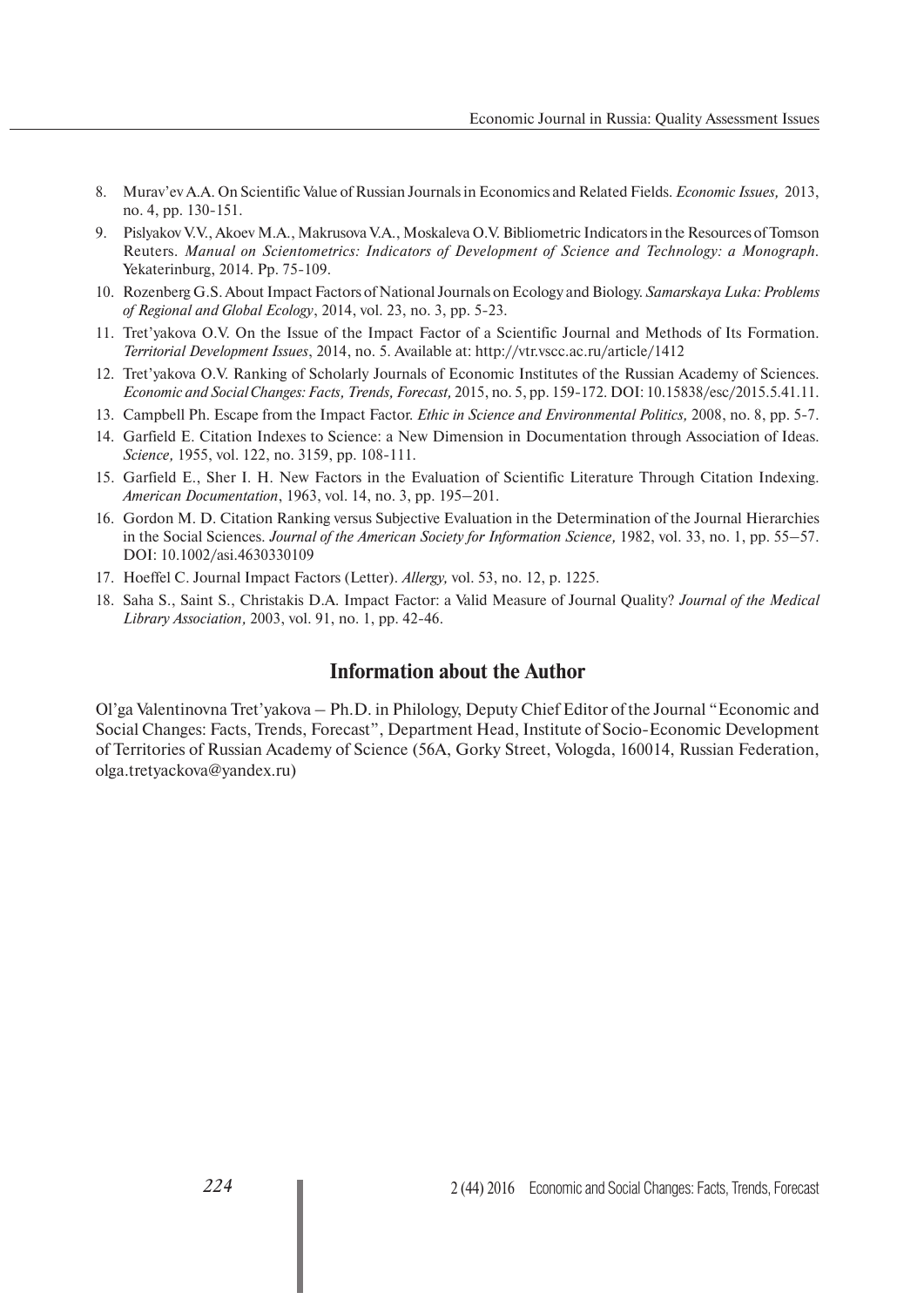8. Murav'ev A.A. On Scientific Value of Russian Journals in Economics and Related Fields. *Economic Issues,* 2013, no. 4, pp. 130-151.
9. Pislyakov V.V., Akoev M.A., Makrusova V.A., Moskaleva O.V. Bibliometric Indicators in the Resources of Tomson Reuters. *Manual on Scientometrics: Indicators of Development of Science and Technology: a Monograph*. Yekaterinburg, 2014. Pp. 75-109.
10. Rozenberg G.S. About Impact Factors of National Journals on Ecology and Biology. *Samarskaya Luka: Problems of Regional and Global Ecology*, 2014, vol. 23, no. 3, pp. 5-23.
11. Tret'yakova O.V. On the Issue of the Impact Factor of a Scientific Journal and Methods of Its Formation. *Territorial Development Issues*, 2014, no. 5. Available at: http://vtr.vscc.ac.ru/article/1412
12. Tret'yakova O.V. Ranking of Scholarly Journals of Economic Institutes of the Russian Academy of Sciences. *Economic and Social Changes: Facts, Trends, Forecast,* 2015, no. 5, pp. 159-172. DOI: 10.15838/esc/2015.5.41.11.
13. Campbell Ph. Escape from the Impact Factor. *Ethic in Science and Environmental Politics,* 2008, no. 8, pp. 5-7.
14. Garfield E. Citation Indexes to Science: a New Dimension in Documentation through Association of Ideas. *Science,* 1955, vol. 122, no. 3159, pp. 108-111.
15. Garfield E., Sher I. H. New Factors in the Evaluation of Scientific Literature Through Citation Indexing. *American Documentation*, 1963, vol. 14, no. 3, pp. 195–201.
16. Gordon M. D. Citation Ranking versus Subjective Evaluation in the Determination of the Journal Hierarchies in the Social Sciences. *Journal of the American Society for Information Science,* 1982, vol. 33, no. 1, pp. 55–57. DOI: 10.1002/asi.4630330109
17. Hoeffel C. Journal Impact Factors (Letter). *Allergy,* vol. 53, no. 12, p. 1225.
18. Saha S., Saint S., Christakis D.A. Impact Factor: a Valid Measure of Journal Quality? *Journal of the Medical Library Association,* 2003, vol. 91, no. 1, pp. 42-46.

## Information about the Author

Ol'ga Valentinovna Tret'yakova – Ph.D. in Philology, Deputy Chief Editor of the Journal "Economic and Social Changes: Facts, Trends, Forecast", Department Head, Institute of Socio-Economic Development of Territories of Russian Academy of Science (56A, Gorky Street, Vologda, 160014, Russian Federation, olga.tretyackova@yandex.ru)